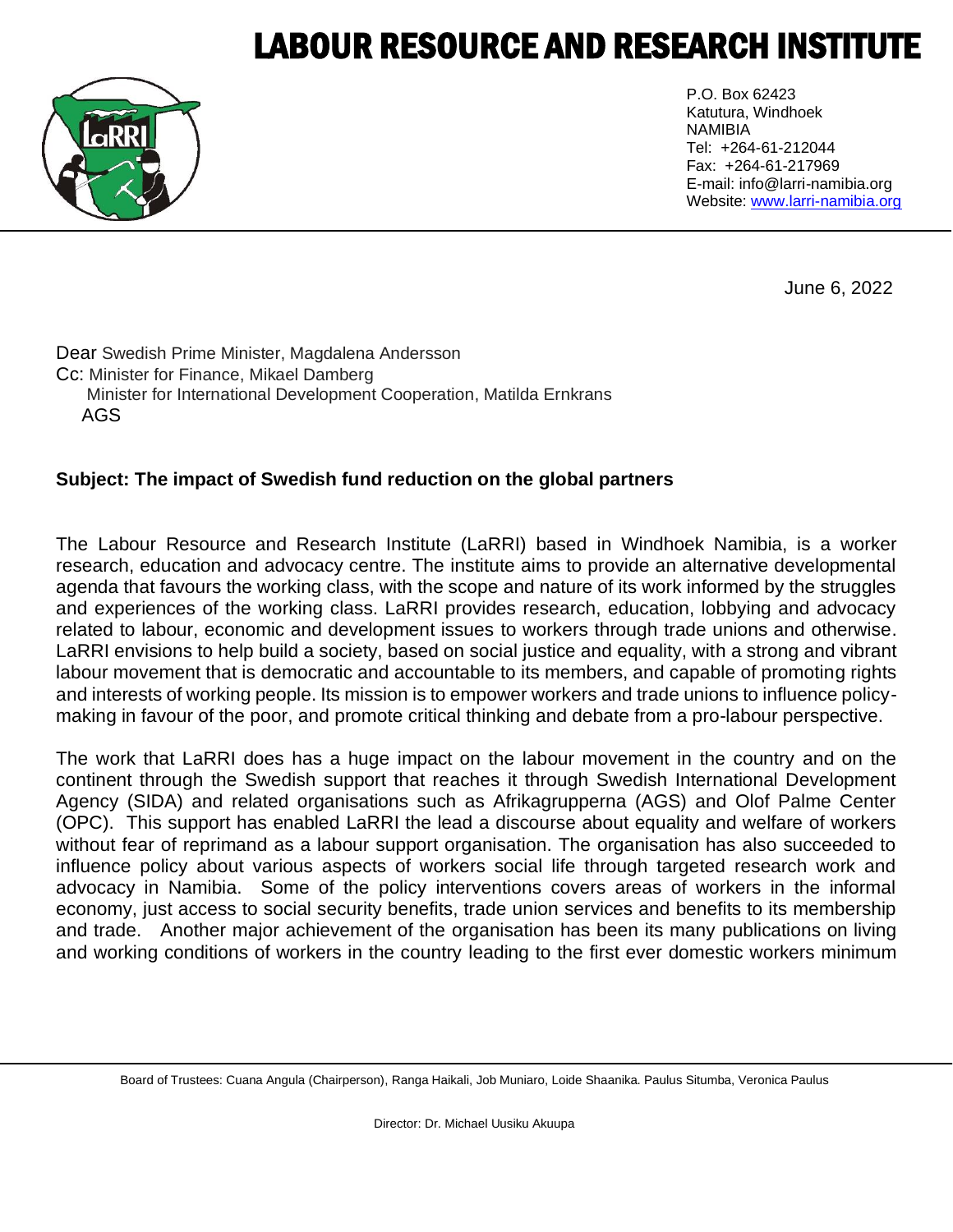# LABOUR RESOURCE AND RESEARCH INSTITUTE

P.O. Box 62423
Katutura, Windhoek
NAMIBIA
Tel: +264-61-212044
Fax: +264-61-217969
E-mail: info@larri-namibia.org
Website: www.larri-namibia.org

June 6, 2022

Dear Swedish Prime Minister, Magdalena Andersson
Cc: Minister for Finance, Mikael Damberg
Minister for International Development Cooperation, Matilda Ernkrans
AGS

**Subject: The impact of Swedish fund reduction on the global partners**

The Labour Resource and Research Institute (LaRRI) based in Windhoek Namibia, is a worker research, education and advocacy centre. The institute aims to provide an alternative developmental agenda that favours the working class, with the scope and nature of its work informed by the struggles and experiences of the working class. LaRRI provides research, education, lobbying and advocacy related to labour, economic and development issues to workers through trade unions and otherwise. LaRRI envisions to help build a society, based on social justice and equality, with a strong and vibrant labour movement that is democratic and accountable to its members, and capable of promoting rights and interests of working people. Its mission is to empower workers and trade unions to influence policy-making in favour of the poor, and promote critical thinking and debate from a pro-labour perspective.

The work that LaRRI does has a huge impact on the labour movement in the country and on the continent through the Swedish support that reaches it through Swedish International Development Agency (SIDA) and related organisations such as Afrikagrupperna (AGS) and Olof Palme Center (OPC). This support has enabled LaRRI the lead a discourse about equality and welfare of workers without fear of reprimand as a labour support organisation. The organisation has also succeeded to influence policy about various aspects of workers social life through targeted research work and advocacy in Namibia. Some of the policy interventions covers areas of workers in the informal economy, just access to social security benefits, trade union services and benefits to its membership and trade. Another major achievement of the organisation has been its many publications on living and working conditions of workers in the country leading to the first ever domestic workers minimum

Board of Trustees: Cuana Angula (Chairperson), Ranga Haikali, Job Muniaro, Loide Shaanika. Paulus Situmba, Veronica Paulus

Director: Dr. Michael Uusiku Akuupa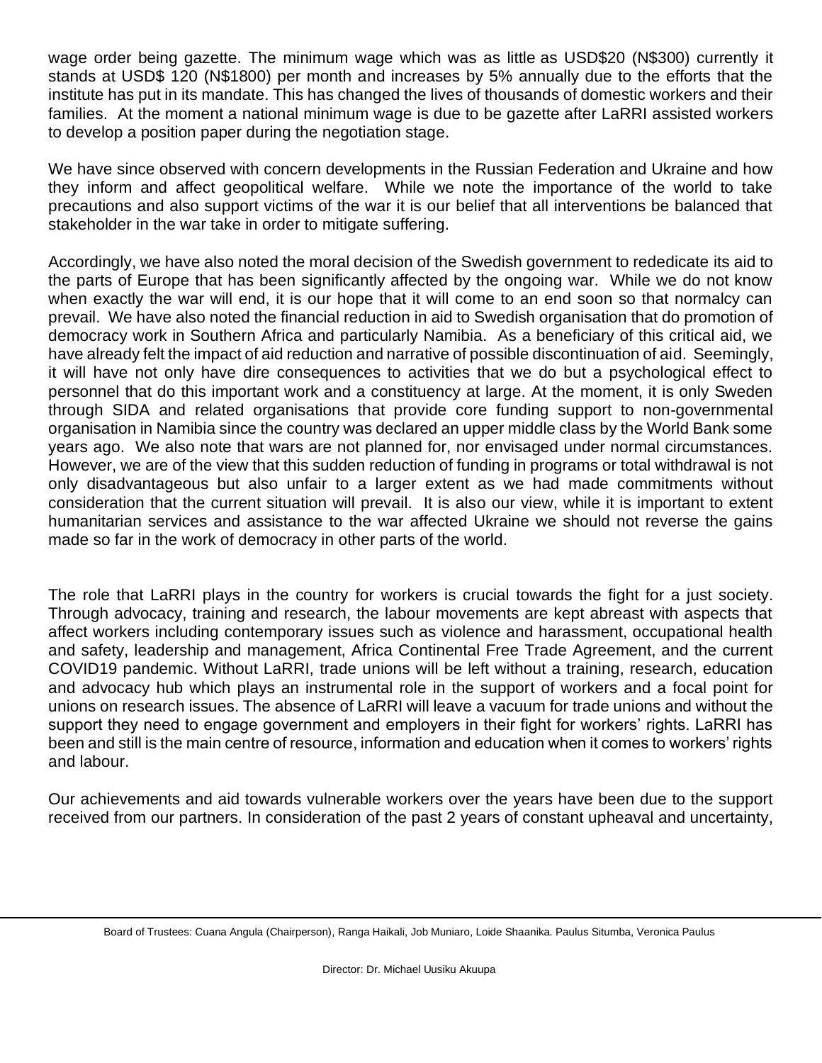wage order being gazette. The minimum wage which was as little as USD$20 (N$300) currently it stands at USD$ 120 (N$1800) per month and increases by 5% annually due to the efforts that the institute has put in its mandate. This has changed the lives of thousands of domestic workers and their families. At the moment a national minimum wage is due to be gazette after LaRRI assisted workers to develop a position paper during the negotiation stage.

We have since observed with concern developments in the Russian Federation and Ukraine and how they inform and affect geopolitical welfare. While we note the importance of the world to take precautions and also support victims of the war it is our belief that all interventions be balanced that stakeholder in the war take in order to mitigate suffering.

Accordingly, we have also noted the moral decision of the Swedish government to rededicate its aid to the parts of Europe that has been significantly affected by the ongoing war. While we do not know when exactly the war will end, it is our hope that it will come to an end soon so that normalcy can prevail. We have also noted the financial reduction in aid to Swedish organisation that do promotion of democracy work in Southern Africa and particularly Namibia. As a beneficiary of this critical aid, we have already felt the impact of aid reduction and narrative of possible discontinuation of aid. Seemingly, it will have not only have dire consequences to activities that we do but a psychological effect to personnel that do this important work and a constituency at large. At the moment, it is only Sweden through SIDA and related organisations that provide core funding support to non-governmental organisation in Namibia since the country was declared an upper middle class by the World Bank some years ago. We also note that wars are not planned for, nor envisaged under normal circumstances. However, we are of the view that this sudden reduction of funding in programs or total withdrawal is not only disadvantageous but also unfair to a larger extent as we had made commitments without consideration that the current situation will prevail. It is also our view, while it is important to extent humanitarian services and assistance to the war affected Ukraine we should not reverse the gains made so far in the work of democracy in other parts of the world.

The role that LaRRI plays in the country for workers is crucial towards the fight for a just society. Through advocacy, training and research, the labour movements are kept abreast with aspects that affect workers including contemporary issues such as violence and harassment, occupational health and safety, leadership and management, Africa Continental Free Trade Agreement, and the current COVID19 pandemic. Without LaRRI, trade unions will be left without a training, research, education and advocacy hub which plays an instrumental role in the support of workers and a focal point for unions on research issues. The absence of LaRRI will leave a vacuum for trade unions and without the support they need to engage government and employers in their fight for workers' rights. LaRRI has been and still is the main centre of resource, information and education when it comes to workers' rights and labour.

Our achievements and aid towards vulnerable workers over the years have been due to the support received from our partners. In consideration of the past 2 years of constant upheaval and uncertainty,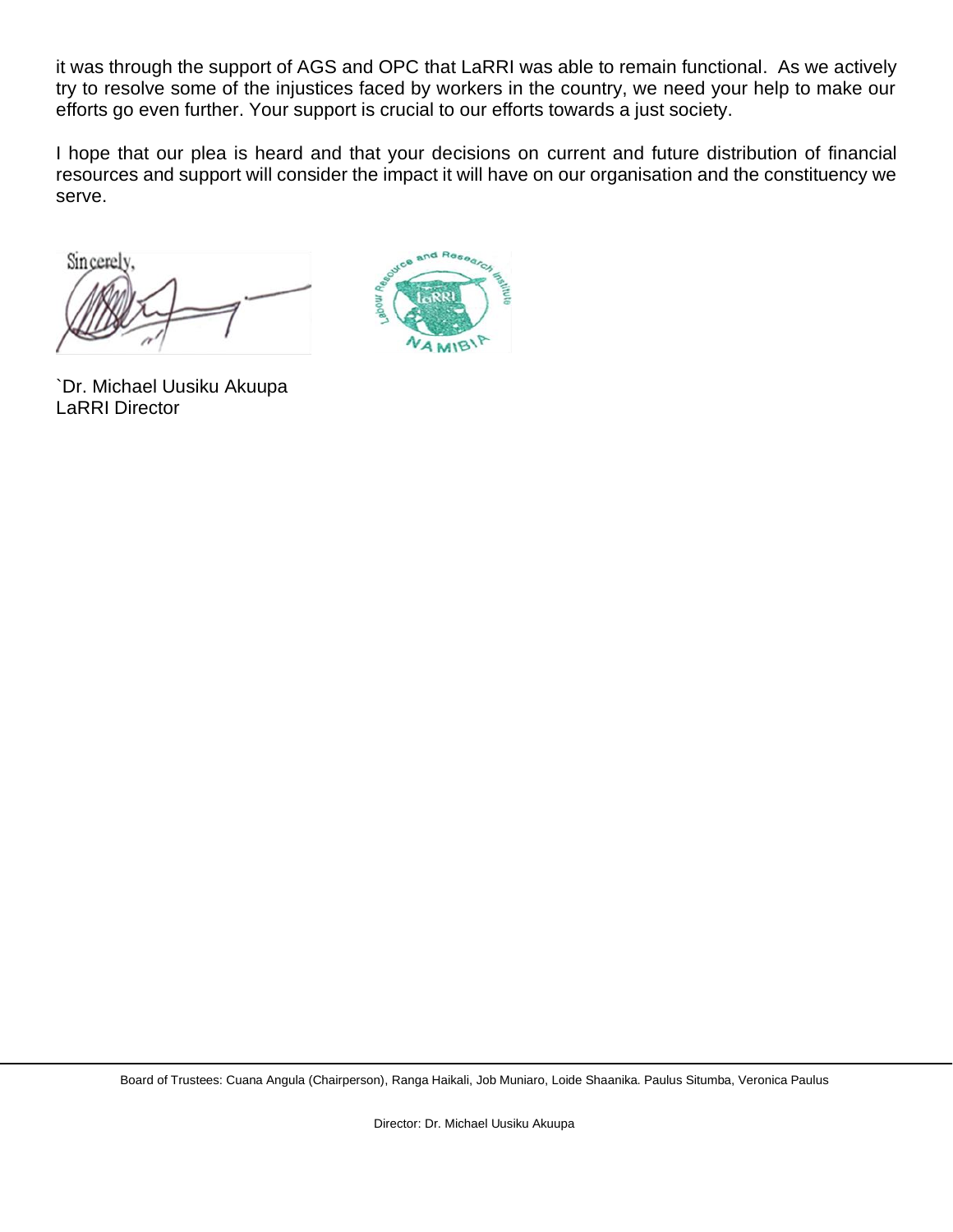it was through the support of AGS and OPC that LaRRI was able to remain functional. As we actively try to resolve some of the injustices faced by workers in the country, we need your help to make our efforts go even further. Your support is crucial to our efforts towards a just society.

I hope that our plea is heard and that your decisions on current and future distribution of financial resources and support will consider the impact it will have on our organisation and the constituency we serve.

Sincerely,

`Dr. Michael Uusiku Akuupa
LaRRI Director

Board of Trustees: Cuana Angula (Chairperson), Ranga Haikali, Job Muniaro, Loide Shaanika. Paulus Situmba, Veronica Paulus

Director: Dr. Michael Uusiku Akuupa